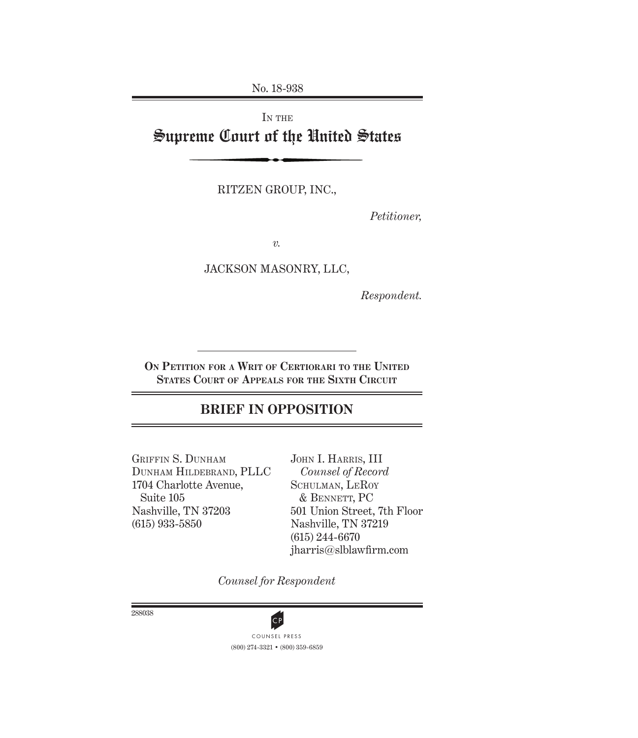No. 18-938

IN THE

# Supreme Court of the United States

RITZEN GROUP, INC.,

*Petitioner,*

*v.*

JACKSON MASONRY, LLC,

*Respondent.*

**ON PETITION FOR A WRIT OF CERTIORARI TO THE UNITED STATES COURT OF APPEALS FOR THE SIXTH CIRCUIT**

## BRIEF IN OPPOSITION

GRIFFIN S. DUNHAM
DUNHAM HILDEBRAND, PLLC
1704 Charlotte Avenue,
Suite 105
Nashville, TN 37203
(615) 933-5850

JOHN I. HARRIS, III
*Counsel of Record*
SCHULMAN, LEROY
& BENNETT, PC
501 Union Street, 7th Floor
Nashville, TN 37219
(615) 244-6670
jharris@slblawfirm.com

*Counsel for Respondent*

288038

COUNSEL PRESS
(800) 274-3321 • (800) 359-6859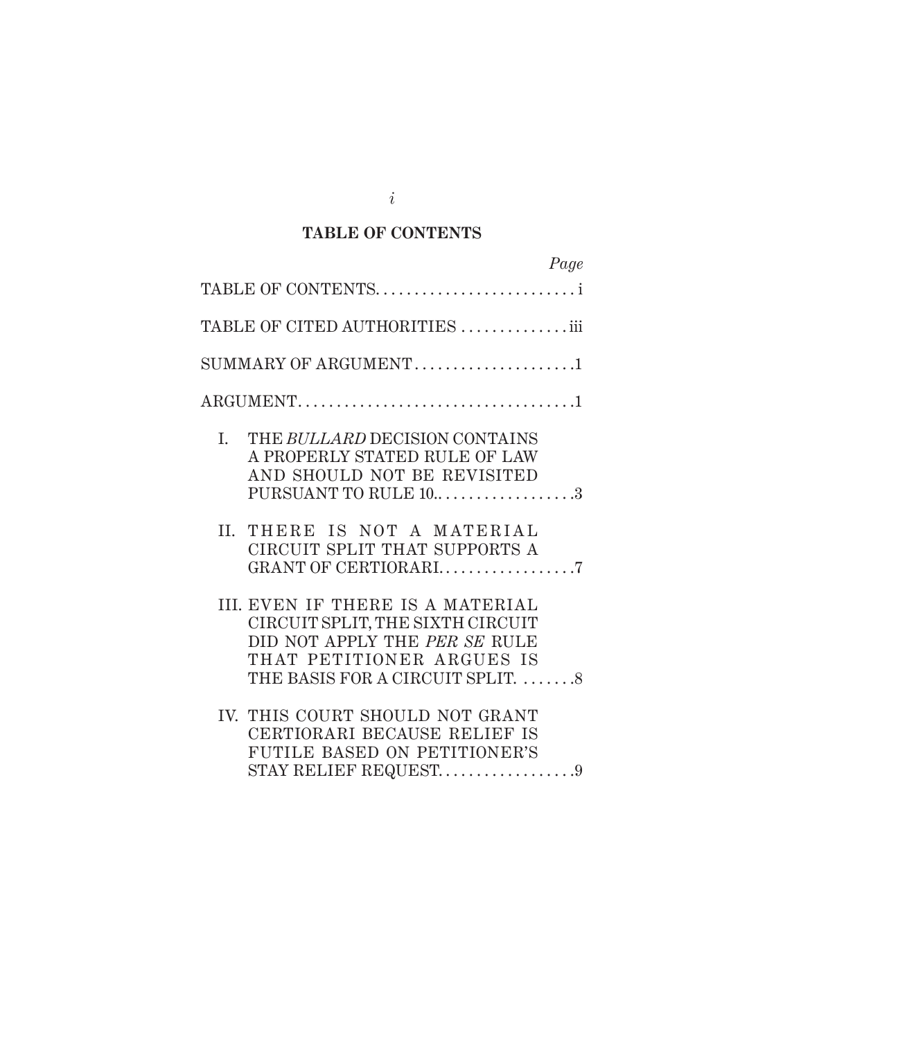## TABLE OF CONTENTS

| | *Page* |
|---|---|
| TABLE OF CONTENTS | i |
| TABLE OF CITED AUTHORITIES | iii |
| SUMMARY OF ARGUMENT | 1 |
| ARGUMENT | 1 |
| I. THE *BULLARD* DECISION CONTAINS A PROPERLY STATED RULE OF LAW AND SHOULD NOT BE REVISITED PURSUANT TO RULE 10. | 3 |
| II. THERE IS NOT A MATERIAL CIRCUIT SPLIT THAT SUPPORTS A GRANT OF CERTIORARI | 7 |
| III. EVEN IF THERE IS A MATERIAL CIRCUIT SPLIT, THE SIXTH CIRCUIT DID NOT APPLY THE *PER SE* RULE THAT PETITIONER ARGUES IS THE BASIS FOR A CIRCUIT SPLIT. | 8 |
| IV. THIS COURT SHOULD NOT GRANT CERTIORARI BECAUSE RELIEF IS FUTILE BASED ON PETITIONER'S STAY RELIEF REQUEST. | 9 |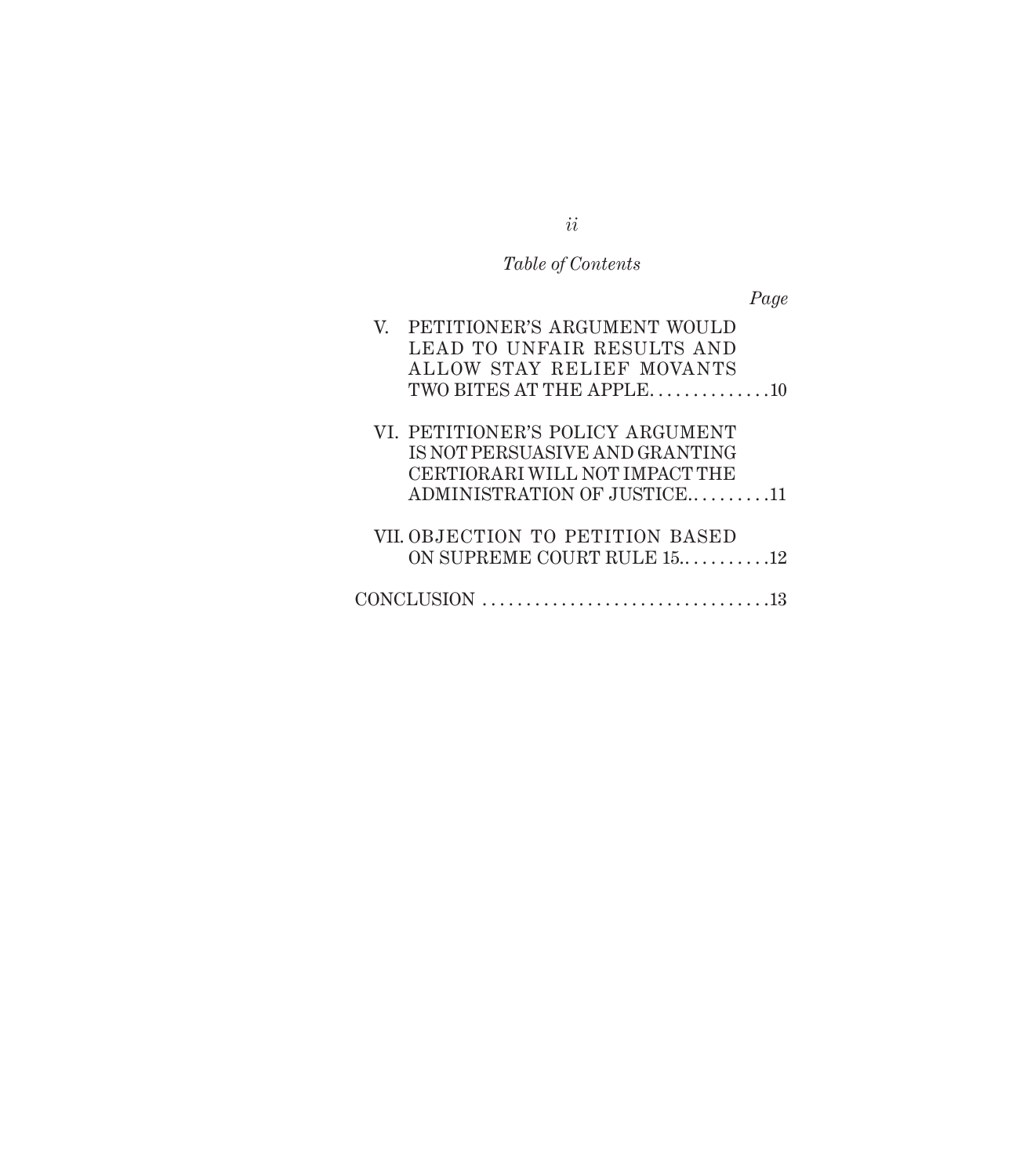*Table of Contents*

*Page*

V. PETITIONER'S ARGUMENT WOULD LEAD TO UNFAIR RESULTS AND ALLOW STAY RELIEF MOVANTS TWO BITES AT THE APPLE. . . . . . . . . . . . . .10

VI. PETITIONER'S POLICY ARGUMENT IS NOT PERSUASIVE AND GRANTING CERTIORARI WILL NOT IMPACT THE ADMINISTRATION OF JUSTICE. . . . . . . . . .11

VII. OBJECTION TO PETITION BASED ON SUPREME COURT RULE 15. . . . . . . . . . .12

CONCLUSION . . . . . . . . . . . . . . . . . . . . . . . . . . . . . . . . .13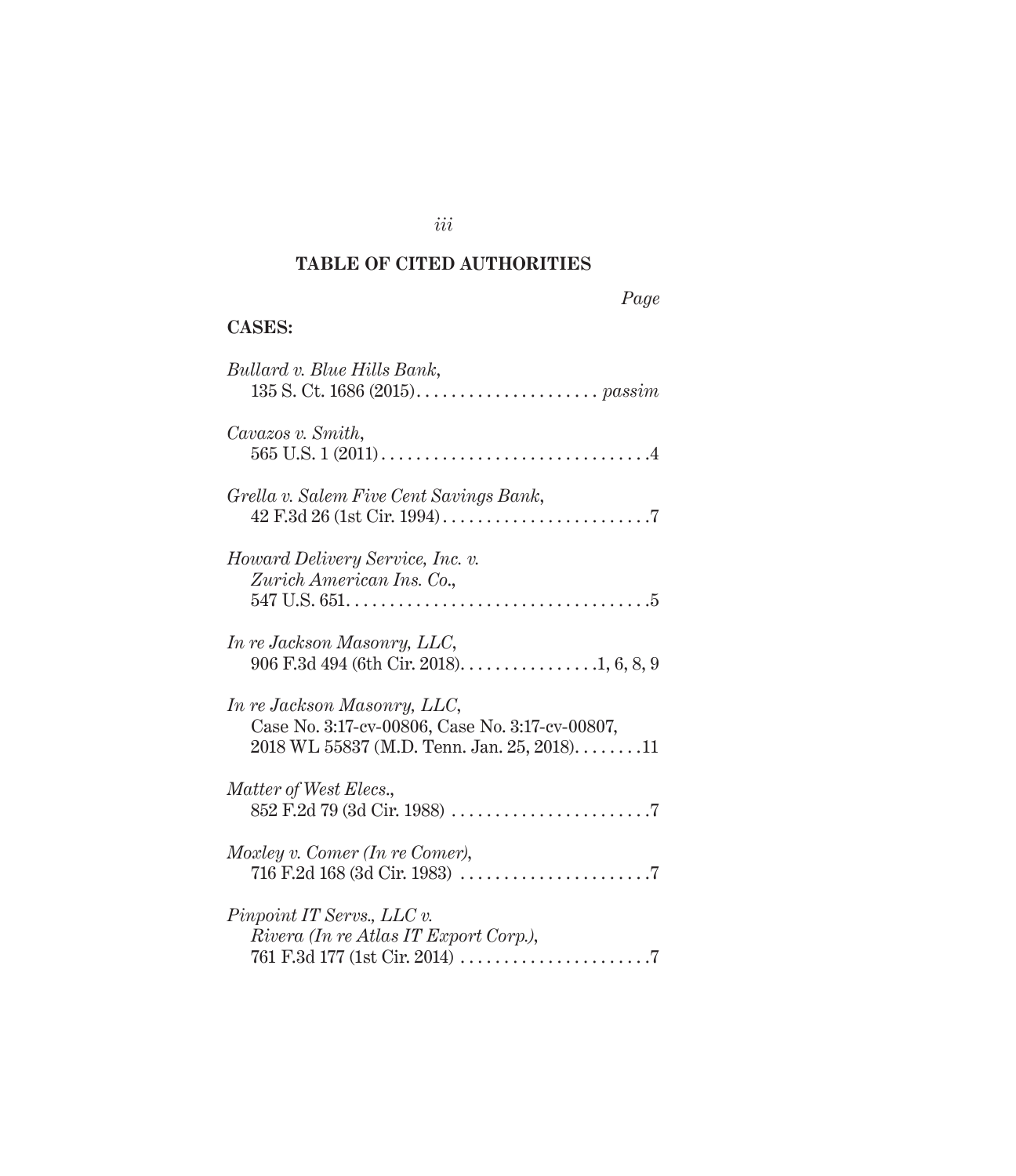## TABLE OF CITED AUTHORITIES

*Page*

**CASES:**

*Bullard v. Blue Hills Bank*,
135 S. Ct. 1686 (2015). . . . . . . . . . . . . . . . . . . . . *passim*

*Cavazos v. Smith*,
565 U.S. 1 (2011) . . . . . . . . . . . . . . . . . . . . . . . . . . . . . . .4

*Grella v. Salem Five Cent Savings Bank*,
42 F.3d 26 (1st Cir. 1994) . . . . . . . . . . . . . . . . . . . . . . . .7

*Howard Delivery Service, Inc. v.*
*Zurich American Ins. Co.*,
547 U.S. 651. . . . . . . . . . . . . . . . . . . . . . . . . . . . . . . . . . .5

*In re Jackson Masonry, LLC*,
906 F.3d 494 (6th Cir. 2018). . . . . . . . . . . . . . . .1, 6, 8, 9

*In re Jackson Masonry, LLC*,
Case No. 3:17-cv-00806, Case No. 3:17-cv-00807,
2018 WL 55837 (M.D. Tenn. Jan. 25, 2018). . . . . . . .11

*Matter of West Elecs.*,
852 F.2d 79 (3d Cir. 1988) . . . . . . . . . . . . . . . . . . . . . . .7

*Moxley v. Comer (In re Comer)*,
716 F.2d 168 (3d Cir. 1983) . . . . . . . . . . . . . . . . . . . . . .7

*Pinpoint IT Servs., LLC v.*
*Rivera (In re Atlas IT Export Corp.)*,
761 F.3d 177 (1st Cir. 2014) . . . . . . . . . . . . . . . . . . . . . .7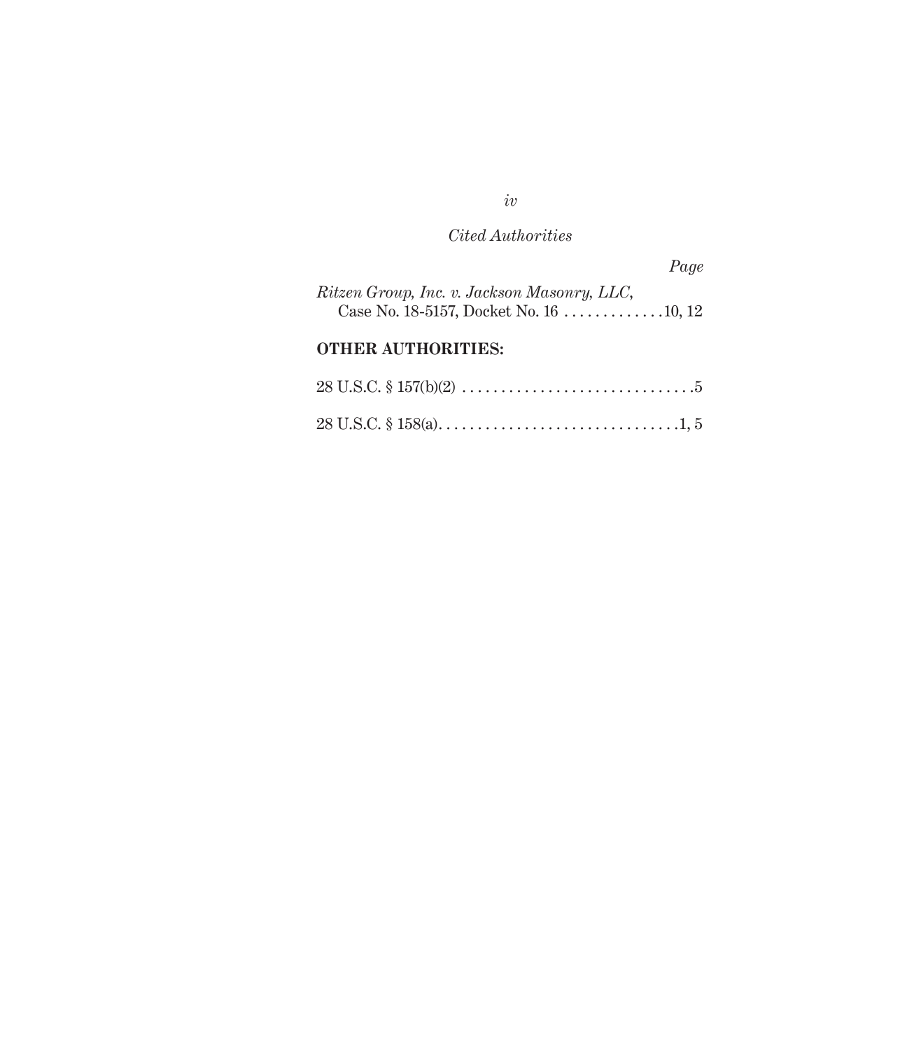*Cited Authorities*

*Page*

*Ritzen Group, Inc. v. Jackson Masonry, LLC*,
Case No. 18-5157, Docket No. 16 . . . . . . . . . . . . .10, 12

**OTHER AUTHORITIES:**

28 U.S.C. § 157(b)(2) . . . . . . . . . . . . . . . . . . . . . . . . . . . . . . .5

28 U.S.C. § 158(a). . . . . . . . . . . . . . . . . . . . . . . . . . . . . . . .1, 5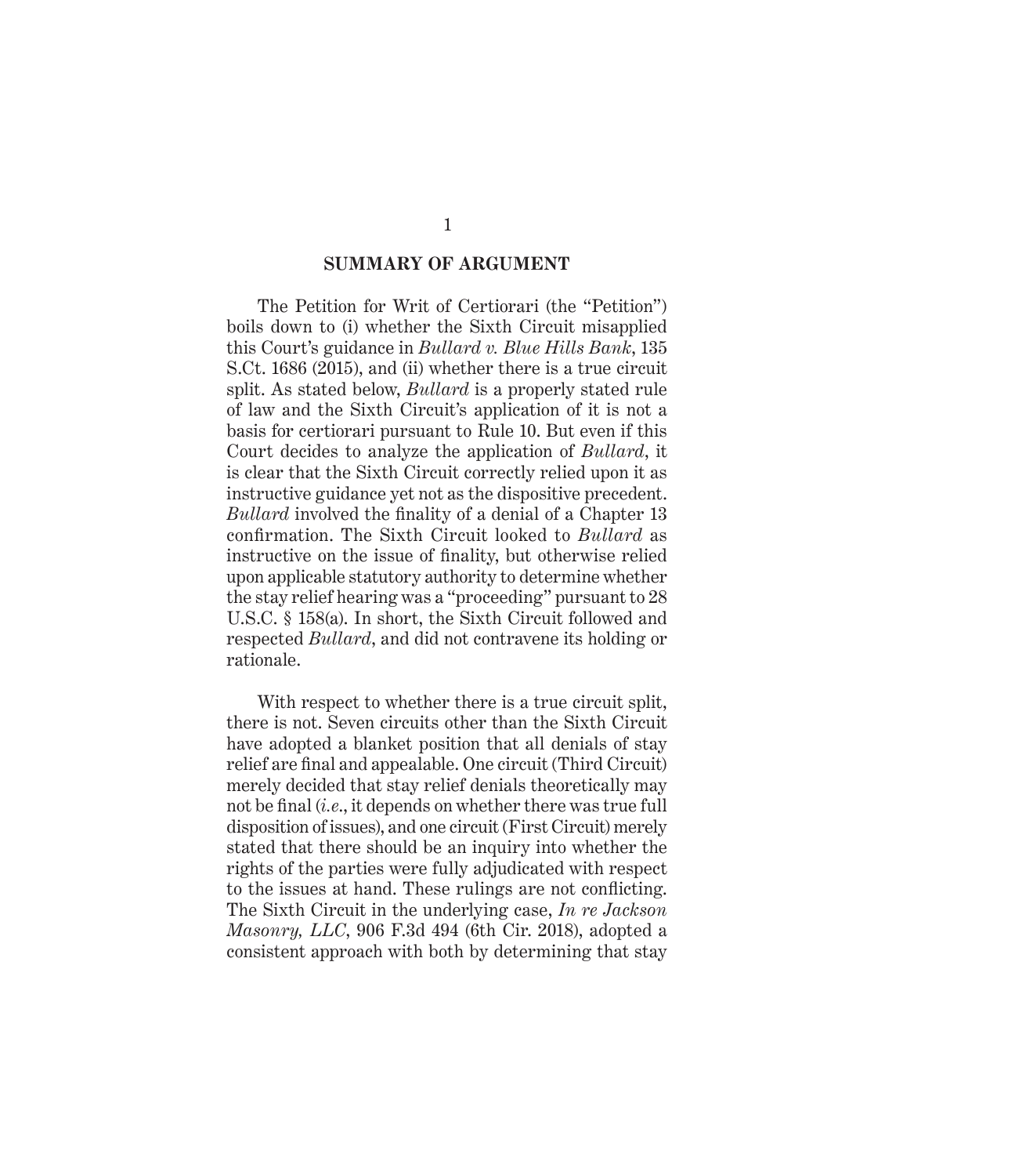## SUMMARY OF ARGUMENT

The Petition for Writ of Certiorari (the "Petition") boils down to (i) whether the Sixth Circuit misapplied this Court's guidance in *Bullard v. Blue Hills Bank*, 135 S.Ct. 1686 (2015), and (ii) whether there is a true circuit split. As stated below, *Bullard* is a properly stated rule of law and the Sixth Circuit's application of it is not a basis for certiorari pursuant to Rule 10. But even if this Court decides to analyze the application of *Bullard*, it is clear that the Sixth Circuit correctly relied upon it as instructive guidance yet not as the dispositive precedent. *Bullard* involved the finality of a denial of a Chapter 13 confirmation. The Sixth Circuit looked to *Bullard* as instructive on the issue of finality, but otherwise relied upon applicable statutory authority to determine whether the stay relief hearing was a "proceeding" pursuant to 28 U.S.C. § 158(a). In short, the Sixth Circuit followed and respected *Bullard*, and did not contravene its holding or rationale.

With respect to whether there is a true circuit split, there is not. Seven circuits other than the Sixth Circuit have adopted a blanket position that all denials of stay relief are final and appealable. One circuit (Third Circuit) merely decided that stay relief denials theoretically may not be final (*i.e.*, it depends on whether there was true full disposition of issues), and one circuit (First Circuit) merely stated that there should be an inquiry into whether the rights of the parties were fully adjudicated with respect to the issues at hand. These rulings are not conflicting. The Sixth Circuit in the underlying case, *In re Jackson Masonry, LLC*, 906 F.3d 494 (6th Cir. 2018), adopted a consistent approach with both by determining that stay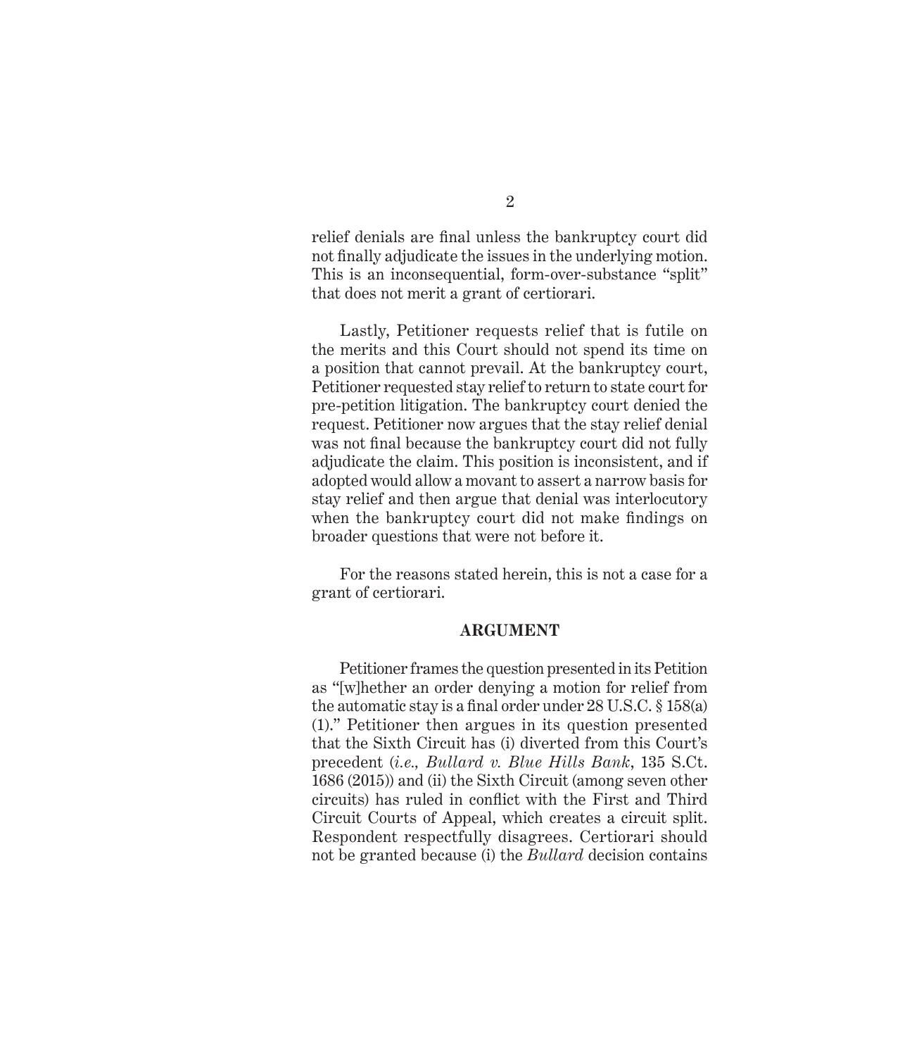relief denials are final unless the bankruptcy court did not finally adjudicate the issues in the underlying motion. This is an inconsequential, form-over-substance "split" that does not merit a grant of certiorari.

Lastly, Petitioner requests relief that is futile on the merits and this Court should not spend its time on a position that cannot prevail. At the bankruptcy court, Petitioner requested stay relief to return to state court for pre-petition litigation. The bankruptcy court denied the request. Petitioner now argues that the stay relief denial was not final because the bankruptcy court did not fully adjudicate the claim. This position is inconsistent, and if adopted would allow a movant to assert a narrow basis for stay relief and then argue that denial was interlocutory when the bankruptcy court did not make findings on broader questions that were not before it.

For the reasons stated herein, this is not a case for a grant of certiorari.

## ARGUMENT

Petitioner frames the question presented in its Petition as "[w]hether an order denying a motion for relief from the automatic stay is a final order under 28 U.S.C. § 158(a)(1)." Petitioner then argues in its question presented that the Sixth Circuit has (i) diverted from this Court's precedent (*i.e., Bullard v. Blue Hills Bank*, 135 S.Ct. 1686 (2015)) and (ii) the Sixth Circuit (among seven other circuits) has ruled in conflict with the First and Third Circuit Courts of Appeal, which creates a circuit split. Respondent respectfully disagrees. Certiorari should not be granted because (i) the *Bullard* decision contains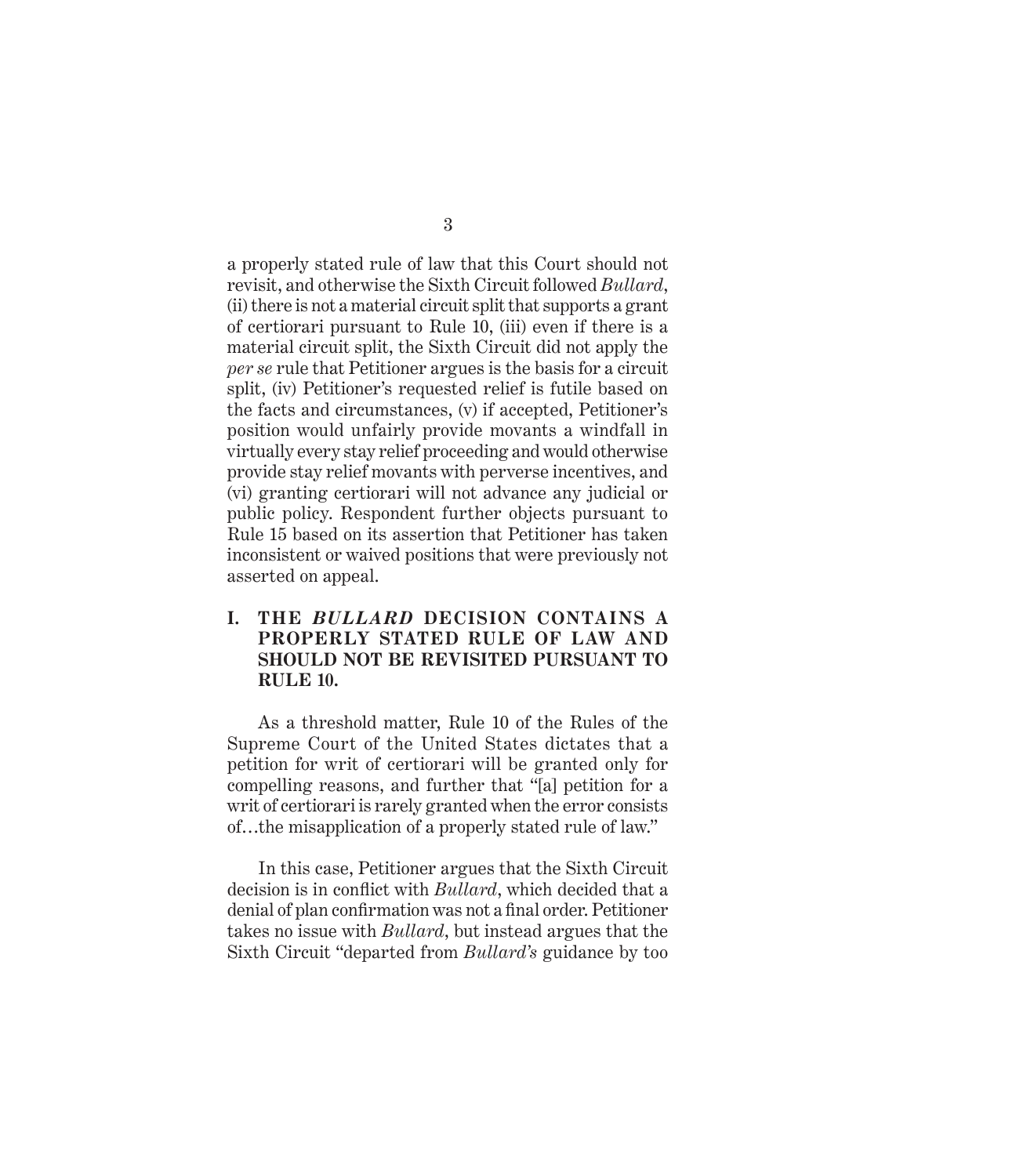a properly stated rule of law that this Court should not revisit, and otherwise the Sixth Circuit followed *Bullard*, (ii) there is not a material circuit split that supports a grant of certiorari pursuant to Rule 10, (iii) even if there is a material circuit split, the Sixth Circuit did not apply the *per se* rule that Petitioner argues is the basis for a circuit split, (iv) Petitioner's requested relief is futile based on the facts and circumstances, (v) if accepted, Petitioner's position would unfairly provide movants a windfall in virtually every stay relief proceeding and would otherwise provide stay relief movants with perverse incentives, and (vi) granting certiorari will not advance any judicial or public policy. Respondent further objects pursuant to Rule 15 based on its assertion that Petitioner has taken inconsistent or waived positions that were previously not asserted on appeal.

## I. THE *BULLARD* DECISION CONTAINS A PROPERLY STATED RULE OF LAW AND SHOULD NOT BE REVISITED PURSUANT TO RULE 10.

As a threshold matter, Rule 10 of the Rules of the Supreme Court of the United States dictates that a petition for writ of certiorari will be granted only for compelling reasons, and further that "[a] petition for a writ of certiorari is rarely granted when the error consists of…the misapplication of a properly stated rule of law."

In this case, Petitioner argues that the Sixth Circuit decision is in conflict with *Bullard*, which decided that a denial of plan confirmation was not a final order. Petitioner takes no issue with *Bullard*, but instead argues that the Sixth Circuit "departed from *Bullard's* guidance by too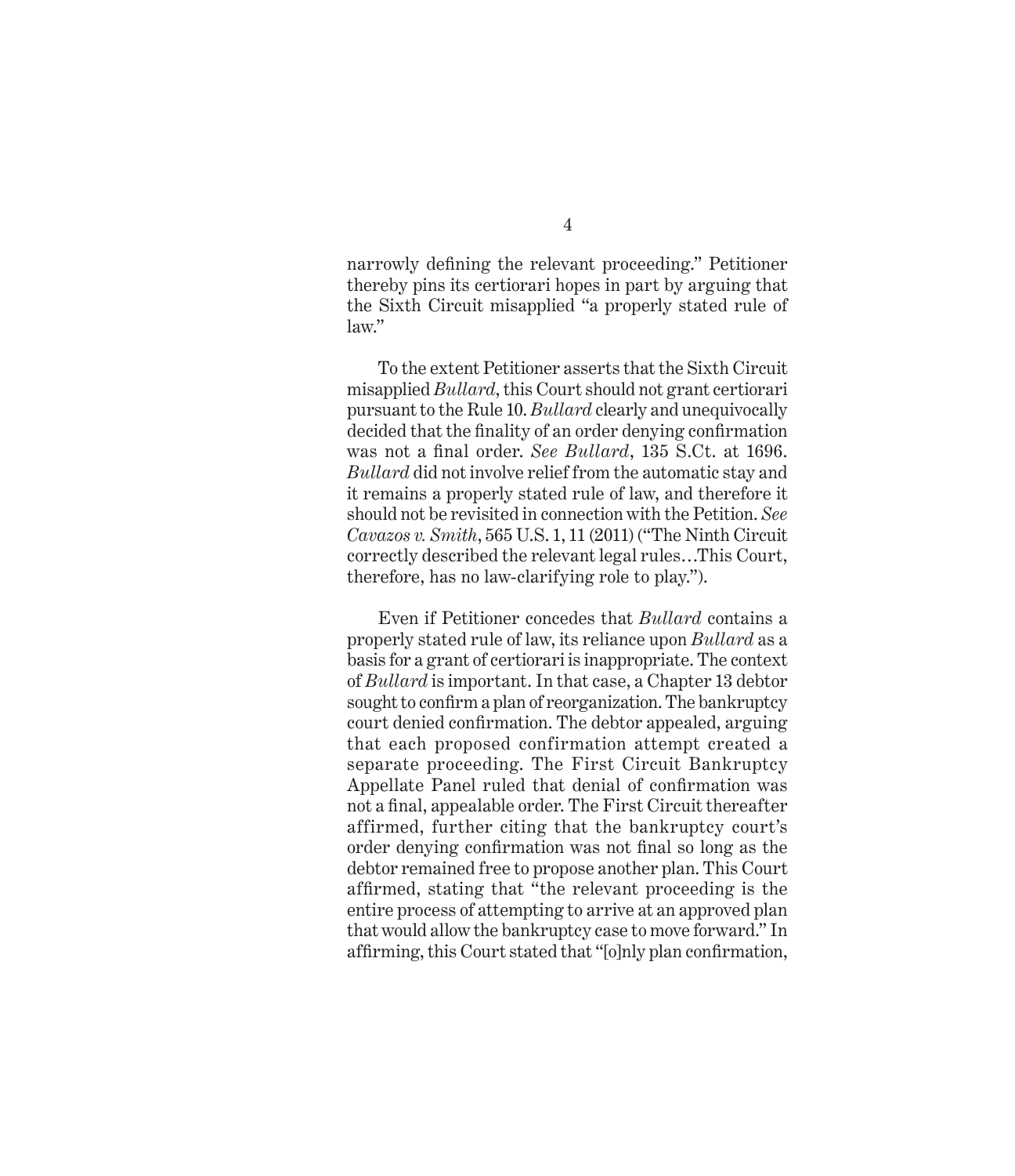narrowly defining the relevant proceeding." Petitioner thereby pins its certiorari hopes in part by arguing that the Sixth Circuit misapplied "a properly stated rule of law."

To the extent Petitioner asserts that the Sixth Circuit misapplied *Bullard*, this Court should not grant certiorari pursuant to the Rule 10. *Bullard* clearly and unequivocally decided that the finality of an order denying confirmation was not a final order. *See Bullard*, 135 S.Ct. at 1696. *Bullard* did not involve relief from the automatic stay and it remains a properly stated rule of law, and therefore it should not be revisited in connection with the Petition. *See Cavazos v. Smith*, 565 U.S. 1, 11 (2011) ("The Ninth Circuit correctly described the relevant legal rules…This Court, therefore, has no law-clarifying role to play.").

Even if Petitioner concedes that *Bullard* contains a properly stated rule of law, its reliance upon *Bullard* as a basis for a grant of certiorari is inappropriate. The context of *Bullard* is important. In that case, a Chapter 13 debtor sought to confirm a plan of reorganization. The bankruptcy court denied confirmation. The debtor appealed, arguing that each proposed confirmation attempt created a separate proceeding. The First Circuit Bankruptcy Appellate Panel ruled that denial of confirmation was not a final, appealable order. The First Circuit thereafter affirmed, further citing that the bankruptcy court's order denying confirmation was not final so long as the debtor remained free to propose another plan. This Court affirmed, stating that "the relevant proceeding is the entire process of attempting to arrive at an approved plan that would allow the bankruptcy case to move forward." In affirming, this Court stated that "[o]nly plan confirmation,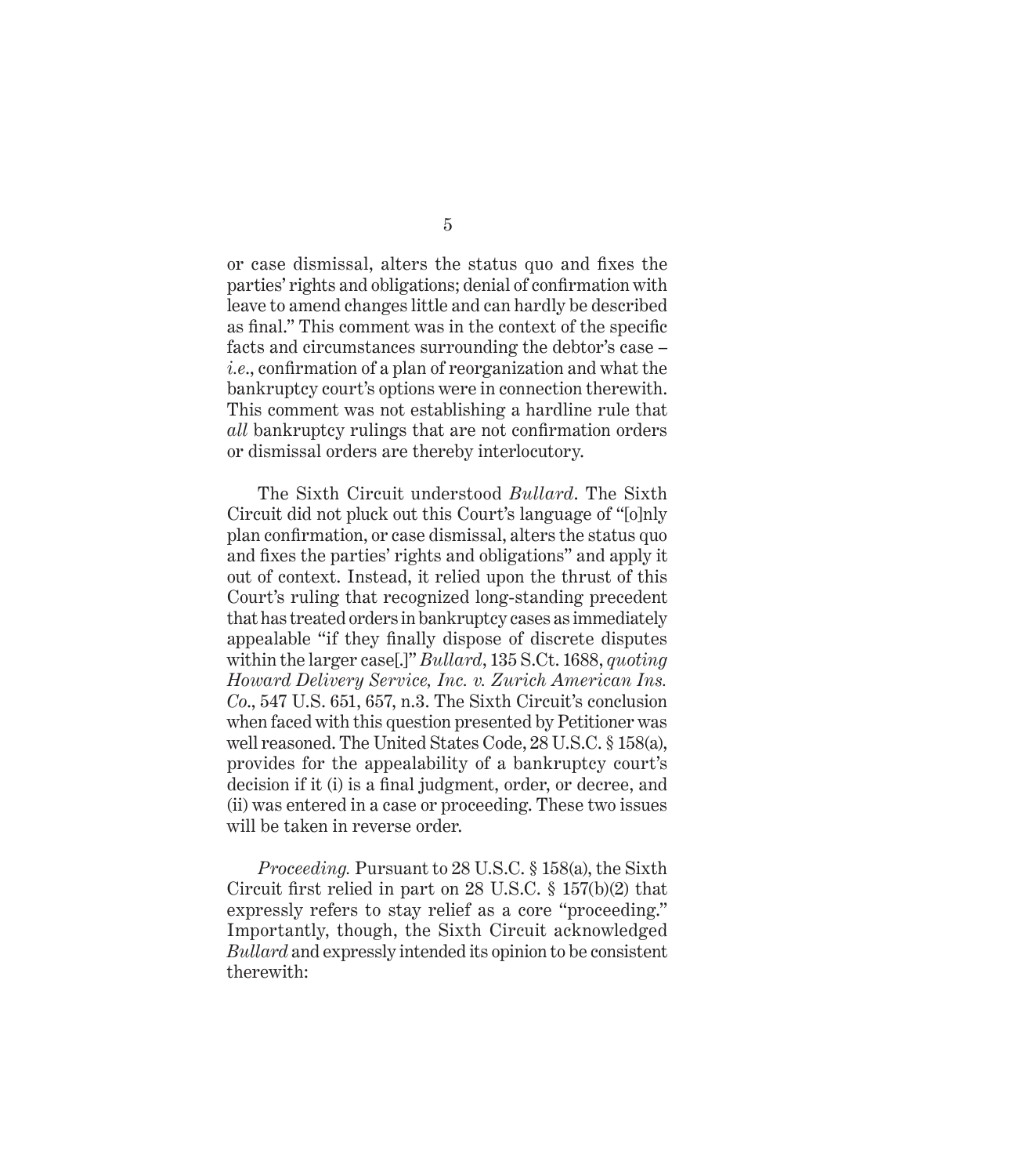or case dismissal, alters the status quo and fixes the parties' rights and obligations; denial of confirmation with leave to amend changes little and can hardly be described as final." This comment was in the context of the specific facts and circumstances surrounding the debtor's case – *i.e.*, confirmation of a plan of reorganization and what the bankruptcy court's options were in connection therewith. This comment was not establishing a hardline rule that *all* bankruptcy rulings that are not confirmation orders or dismissal orders are thereby interlocutory.

The Sixth Circuit understood *Bullard*. The Sixth Circuit did not pluck out this Court's language of "[o]nly plan confirmation, or case dismissal, alters the status quo and fixes the parties' rights and obligations" and apply it out of context. Instead, it relied upon the thrust of this Court's ruling that recognized long-standing precedent that has treated orders in bankruptcy cases as immediately appealable "if they finally dispose of discrete disputes within the larger case[.]" *Bullard*, 135 S.Ct. 1688, *quoting Howard Delivery Service, Inc. v. Zurich American Ins. Co.*, 547 U.S. 651, 657, n.3. The Sixth Circuit's conclusion when faced with this question presented by Petitioner was well reasoned. The United States Code, 28 U.S.C. § 158(a), provides for the appealability of a bankruptcy court's decision if it (i) is a final judgment, order, or decree, and (ii) was entered in a case or proceeding. These two issues will be taken in reverse order.

*Proceeding.* Pursuant to 28 U.S.C. § 158(a), the Sixth Circuit first relied in part on 28 U.S.C. § 157(b)(2) that expressly refers to stay relief as a core "proceeding." Importantly, though, the Sixth Circuit acknowledged *Bullard* and expressly intended its opinion to be consistent therewith: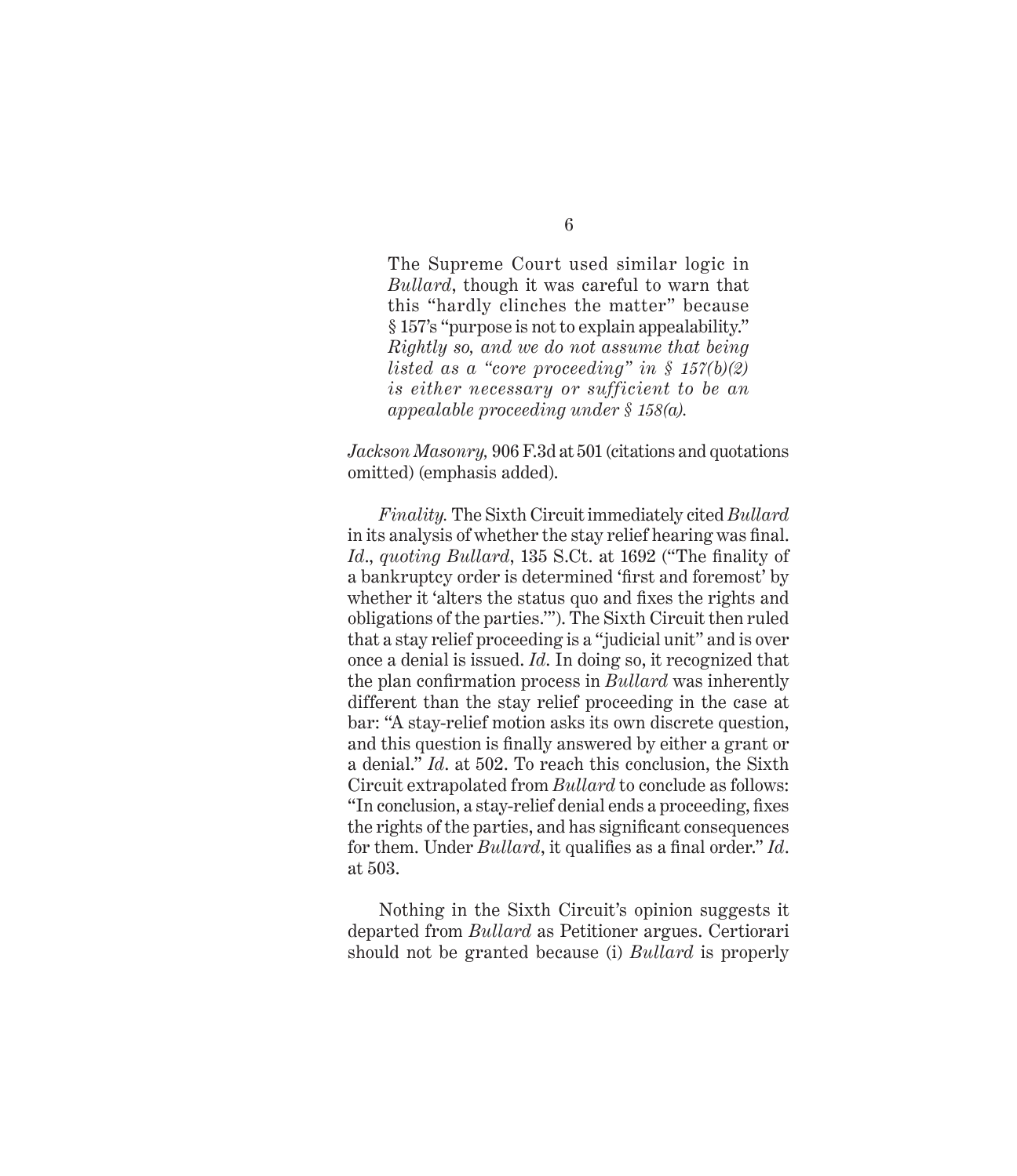> The Supreme Court used similar logic in *Bullard*, though it was careful to warn that this "hardly clinches the matter" because § 157's "purpose is not to explain appealability." *Rightly so, and we do not assume that being listed as a "core proceeding" in § 157(b)(2) is either necessary or sufficient to be an appealable proceeding under § 158(a).*

*Jackson Masonry,* 906 F.3d at 501 (citations and quotations omitted) (emphasis added).

*Finality.* The Sixth Circuit immediately cited *Bullard* in its analysis of whether the stay relief hearing was final. *Id*., *quoting Bullard*, 135 S.Ct. at 1692 ("The finality of a bankruptcy order is determined 'first and foremost' by whether it 'alters the status quo and fixes the rights and obligations of the parties.'"). The Sixth Circuit then ruled that a stay relief proceeding is a "judicial unit" and is over once a denial is issued. *Id*. In doing so, it recognized that the plan confirmation process in *Bullard* was inherently different than the stay relief proceeding in the case at bar: "A stay-relief motion asks its own discrete question, and this question is finally answered by either a grant or a denial." *Id*. at 502. To reach this conclusion, the Sixth Circuit extrapolated from *Bullard* to conclude as follows: "In conclusion, a stay-relief denial ends a proceeding, fixes the rights of the parties, and has significant consequences for them. Under *Bullard*, it qualifies as a final order." *Id*. at 503.

Nothing in the Sixth Circuit's opinion suggests it departed from *Bullard* as Petitioner argues. Certiorari should not be granted because (i) *Bullard* is properly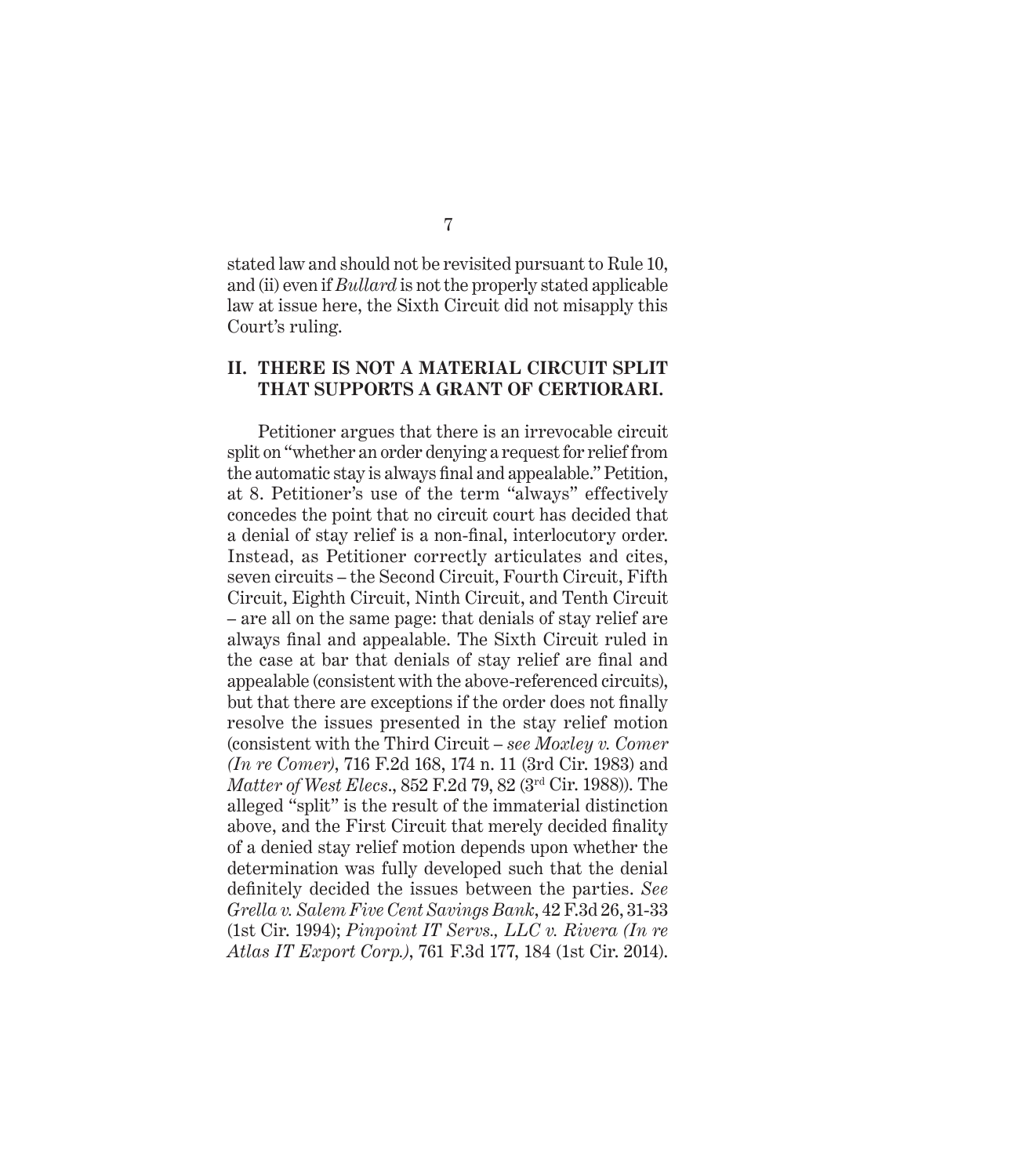stated law and should not be revisited pursuant to Rule 10, and (ii) even if *Bullard* is not the properly stated applicable law at issue here, the Sixth Circuit did not misapply this Court's ruling.

## II. THERE IS NOT A MATERIAL CIRCUIT SPLIT THAT SUPPORTS A GRANT OF CERTIORARI.

Petitioner argues that there is an irrevocable circuit split on "whether an order denying a request for relief from the automatic stay is always final and appealable." Petition, at 8. Petitioner's use of the term "always" effectively concedes the point that no circuit court has decided that a denial of stay relief is a non-final, interlocutory order. Instead, as Petitioner correctly articulates and cites, seven circuits – the Second Circuit, Fourth Circuit, Fifth Circuit, Eighth Circuit, Ninth Circuit, and Tenth Circuit – are all on the same page: that denials of stay relief are always final and appealable. The Sixth Circuit ruled in the case at bar that denials of stay relief are final and appealable (consistent with the above-referenced circuits), but that there are exceptions if the order does not finally resolve the issues presented in the stay relief motion (consistent with the Third Circuit – *see Moxley v. Comer (In re Comer)*, 716 F.2d 168, 174 n. 11 (3rd Cir. 1983) and *Matter of West Elecs.*, 852 F.2d 79, 82 (3rd Cir. 1988)). The alleged "split" is the result of the immaterial distinction above, and the First Circuit that merely decided finality of a denied stay relief motion depends upon whether the determination was fully developed such that the denial definitely decided the issues between the parties. *See Grella v. Salem Five Cent Savings Bank*, 42 F.3d 26, 31-33 (1st Cir. 1994); *Pinpoint IT Servs., LLC v. Rivera (In re Atlas IT Export Corp.)*, 761 F.3d 177, 184 (1st Cir. 2014).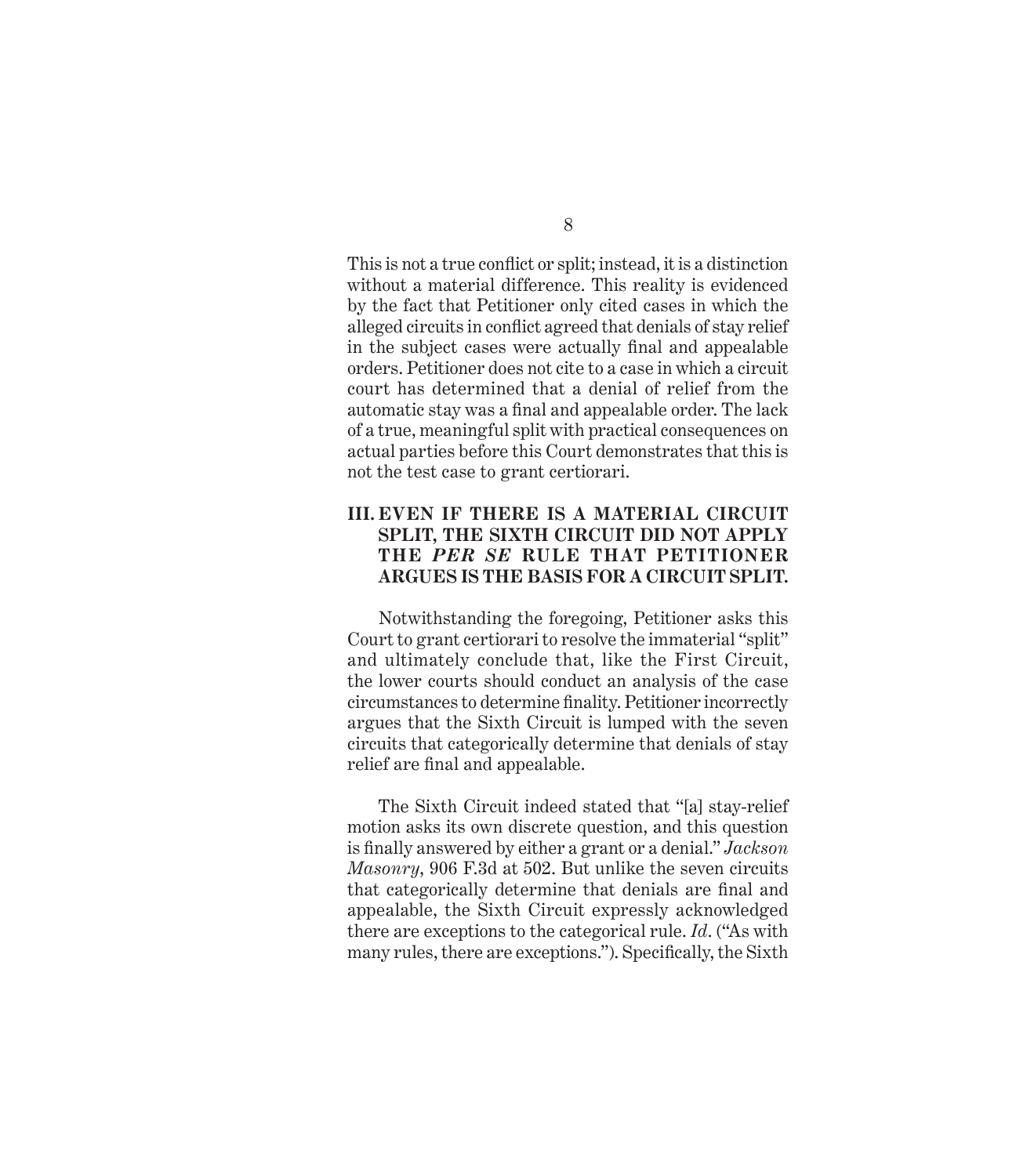This is not a true conflict or split; instead, it is a distinction without a material difference. This reality is evidenced by the fact that Petitioner only cited cases in which the alleged circuits in conflict agreed that denials of stay relief in the subject cases were actually final and appealable orders. Petitioner does not cite to a case in which a circuit court has determined that a denial of relief from the automatic stay was a final and appealable order. The lack of a true, meaningful split with practical consequences on actual parties before this Court demonstrates that this is not the test case to grant certiorari.

## III. EVEN IF THERE IS A MATERIAL CIRCUIT SPLIT, THE SIXTH CIRCUIT DID NOT APPLY THE *PER SE* RULE THAT PETITIONER ARGUES IS THE BASIS FOR A CIRCUIT SPLIT.

Notwithstanding the foregoing, Petitioner asks this Court to grant certiorari to resolve the immaterial "split" and ultimately conclude that, like the First Circuit, the lower courts should conduct an analysis of the case circumstances to determine finality. Petitioner incorrectly argues that the Sixth Circuit is lumped with the seven circuits that categorically determine that denials of stay relief are final and appealable.

The Sixth Circuit indeed stated that "[a] stay-relief motion asks its own discrete question, and this question is finally answered by either a grant or a denial." *Jackson Masonry*, 906 F.3d at 502. But unlike the seven circuits that categorically determine that denials are final and appealable, the Sixth Circuit expressly acknowledged there are exceptions to the categorical rule. *Id*. ("As with many rules, there are exceptions."). Specifically, the Sixth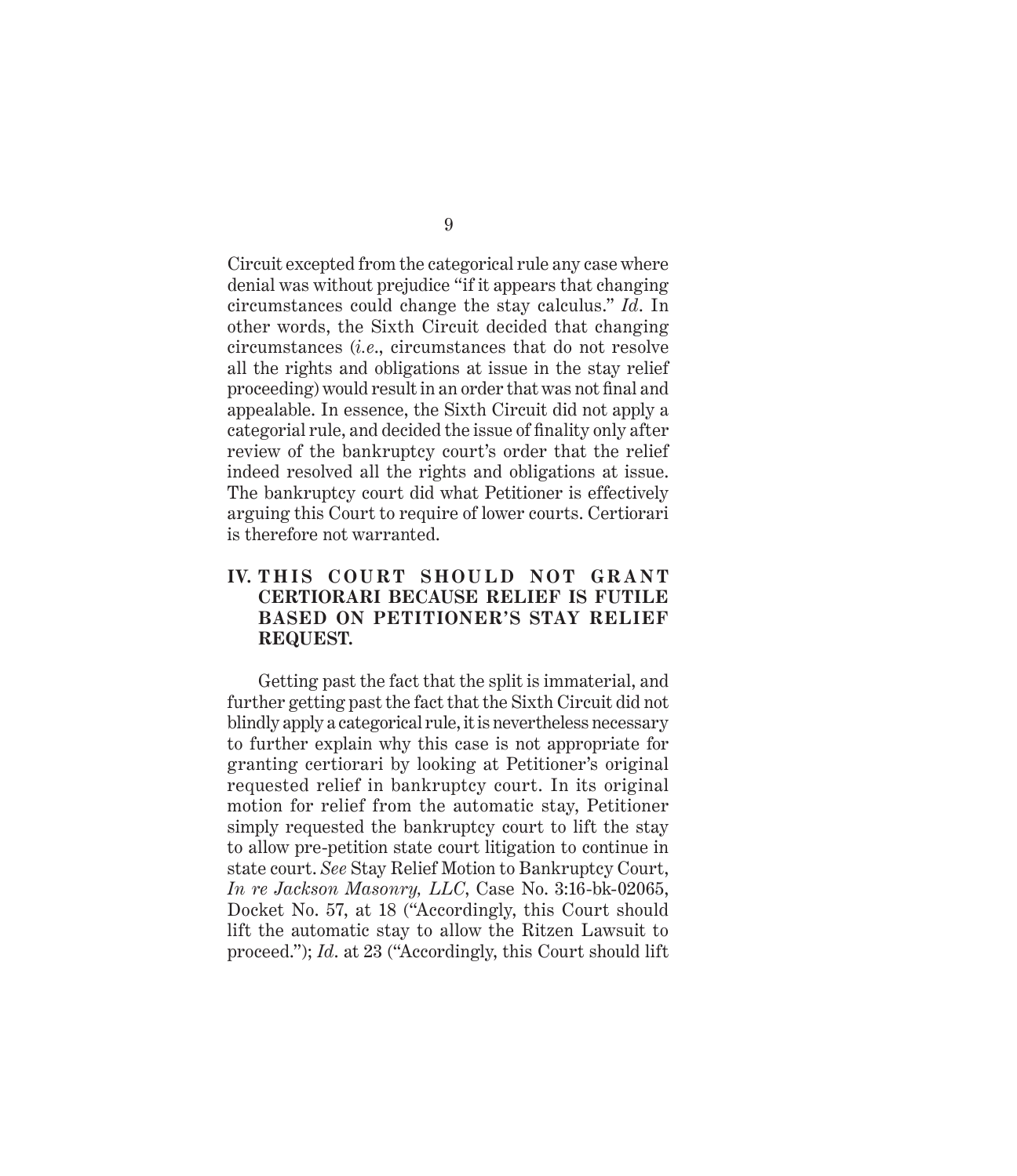Circuit excepted from the categorical rule any case where denial was without prejudice "if it appears that changing circumstances could change the stay calculus." *Id*. In other words, the Sixth Circuit decided that changing circumstances (*i.e*., circumstances that do not resolve all the rights and obligations at issue in the stay relief proceeding) would result in an order that was not final and appealable. In essence, the Sixth Circuit did not apply a categorial rule, and decided the issue of finality only after review of the bankruptcy court's order that the relief indeed resolved all the rights and obligations at issue. The bankruptcy court did what Petitioner is effectively arguing this Court to require of lower courts. Certiorari is therefore not warranted.

## IV. THIS COURT SHOULD NOT GRANT CERTIORARI BECAUSE RELIEF IS FUTILE BASED ON PETITIONER'S STAY RELIEF REQUEST.

Getting past the fact that the split is immaterial, and further getting past the fact that the Sixth Circuit did not blindly apply a categorical rule, it is nevertheless necessary to further explain why this case is not appropriate for granting certiorari by looking at Petitioner's original requested relief in bankruptcy court. In its original motion for relief from the automatic stay, Petitioner simply requested the bankruptcy court to lift the stay to allow pre-petition state court litigation to continue in state court. *See* Stay Relief Motion to Bankruptcy Court, *In re Jackson Masonry, LLC*, Case No. 3:16-bk-02065, Docket No. 57, at 18 ("Accordingly, this Court should lift the automatic stay to allow the Ritzen Lawsuit to proceed."); *Id*. at 23 ("Accordingly, this Court should lift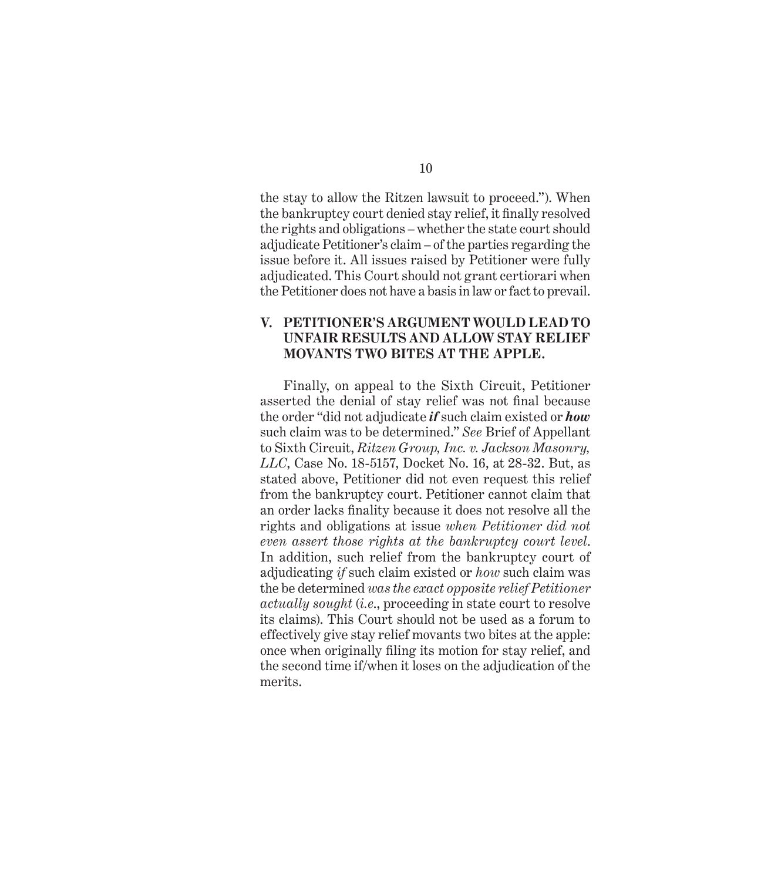the stay to allow the Ritzen lawsuit to proceed."). When the bankruptcy court denied stay relief, it finally resolved the rights and obligations – whether the state court should adjudicate Petitioner's claim – of the parties regarding the issue before it. All issues raised by Petitioner were fully adjudicated. This Court should not grant certiorari when the Petitioner does not have a basis in law or fact to prevail.

## V. PETITIONER'S ARGUMENT WOULD LEAD TO UNFAIR RESULTS AND ALLOW STAY RELIEF MOVANTS TWO BITES AT THE APPLE.

Finally, on appeal to the Sixth Circuit, Petitioner asserted the denial of stay relief was not final because the order "did not adjudicate ***if*** such claim existed or ***how*** such claim was to be determined." *See* Brief of Appellant to Sixth Circuit, *Ritzen Group, Inc. v. Jackson Masonry, LLC*, Case No. 18-5157, Docket No. 16, at 28-32. But, as stated above, Petitioner did not even request this relief from the bankruptcy court. Petitioner cannot claim that an order lacks finality because it does not resolve all the rights and obligations at issue *when Petitioner did not even assert those rights at the bankruptcy court level*. In addition, such relief from the bankruptcy court of adjudicating *if* such claim existed or *how* such claim was the be determined *was the exact opposite relief Petitioner actually sought* (*i.e.*, proceeding in state court to resolve its claims). This Court should not be used as a forum to effectively give stay relief movants two bites at the apple: once when originally filing its motion for stay relief, and the second time if/when it loses on the adjudication of the merits.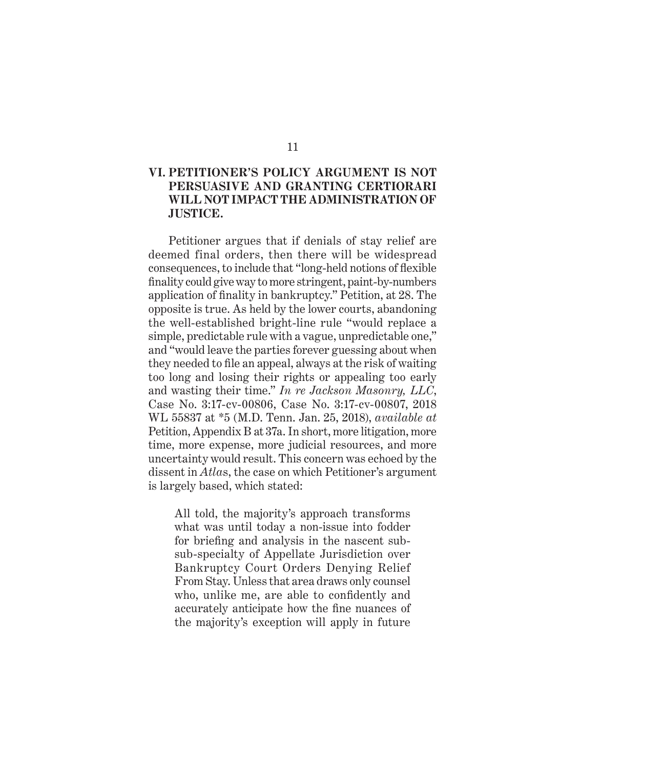## VI. PETITIONER'S POLICY ARGUMENT IS NOT PERSUASIVE AND GRANTING CERTIORARI WILL NOT IMPACT THE ADMINISTRATION OF JUSTICE.

Petitioner argues that if denials of stay relief are deemed final orders, then there will be widespread consequences, to include that "long-held notions of flexible finality could give way to more stringent, paint-by-numbers application of finality in bankruptcy." Petition, at 28. The opposite is true. As held by the lower courts, abandoning the well-established bright-line rule "would replace a simple, predictable rule with a vague, unpredictable one," and "would leave the parties forever guessing about when they needed to file an appeal, always at the risk of waiting too long and losing their rights or appealing too early and wasting their time." *In re Jackson Masonry, LLC*, Case No. 3:17-cv-00806, Case No. 3:17-cv-00807, 2018 WL 55837 at *5 (M.D. Tenn. Jan. 25, 2018), *available at* Petition, Appendix B at 37a. In short, more litigation, more time, more expense, more judicial resources, and more uncertainty would result. This concern was echoed by the dissent in *Atlas*, the case on which Petitioner's argument is largely based, which stated:

> All told, the majority's approach transforms what was until today a non-issue into fodder for briefing and analysis in the nascent sub-sub-specialty of Appellate Jurisdiction over Bankruptcy Court Orders Denying Relief From Stay. Unless that area draws only counsel who, unlike me, are able to confidently and accurately anticipate how the fine nuances of the majority's exception will apply in future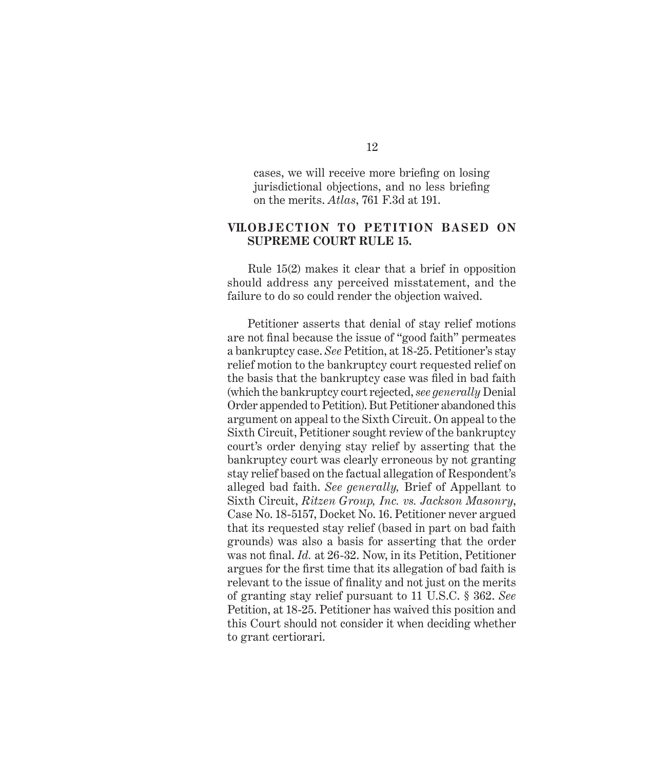cases, we will receive more briefing on losing jurisdictional objections, and no less briefing on the merits. *Atlas*, 761 F.3d at 191.

## VII. OBJECTION TO PETITION BASED ON SUPREME COURT RULE 15.

Rule 15(2) makes it clear that a brief in opposition should address any perceived misstatement, and the failure to do so could render the objection waived.

Petitioner asserts that denial of stay relief motions are not final because the issue of "good faith" permeates a bankruptcy case. *See* Petition, at 18-25. Petitioner's stay relief motion to the bankruptcy court requested relief on the basis that the bankruptcy case was filed in bad faith (which the bankruptcy court rejected, *see generally* Denial Order appended to Petition). But Petitioner abandoned this argument on appeal to the Sixth Circuit. On appeal to the Sixth Circuit, Petitioner sought review of the bankruptcy court's order denying stay relief by asserting that the bankruptcy court was clearly erroneous by not granting stay relief based on the factual allegation of Respondent's alleged bad faith. *See generally,* Brief of Appellant to Sixth Circuit, *Ritzen Group, Inc. vs. Jackson Masonry*, Case No. 18-5157, Docket No. 16. Petitioner never argued that its requested stay relief (based in part on bad faith grounds) was also a basis for asserting that the order was not final. *Id.* at 26-32. Now, in its Petition, Petitioner argues for the first time that its allegation of bad faith is relevant to the issue of finality and not just on the merits of granting stay relief pursuant to 11 U.S.C. § 362. *See* Petition, at 18-25. Petitioner has waived this position and this Court should not consider it when deciding whether to grant certiorari.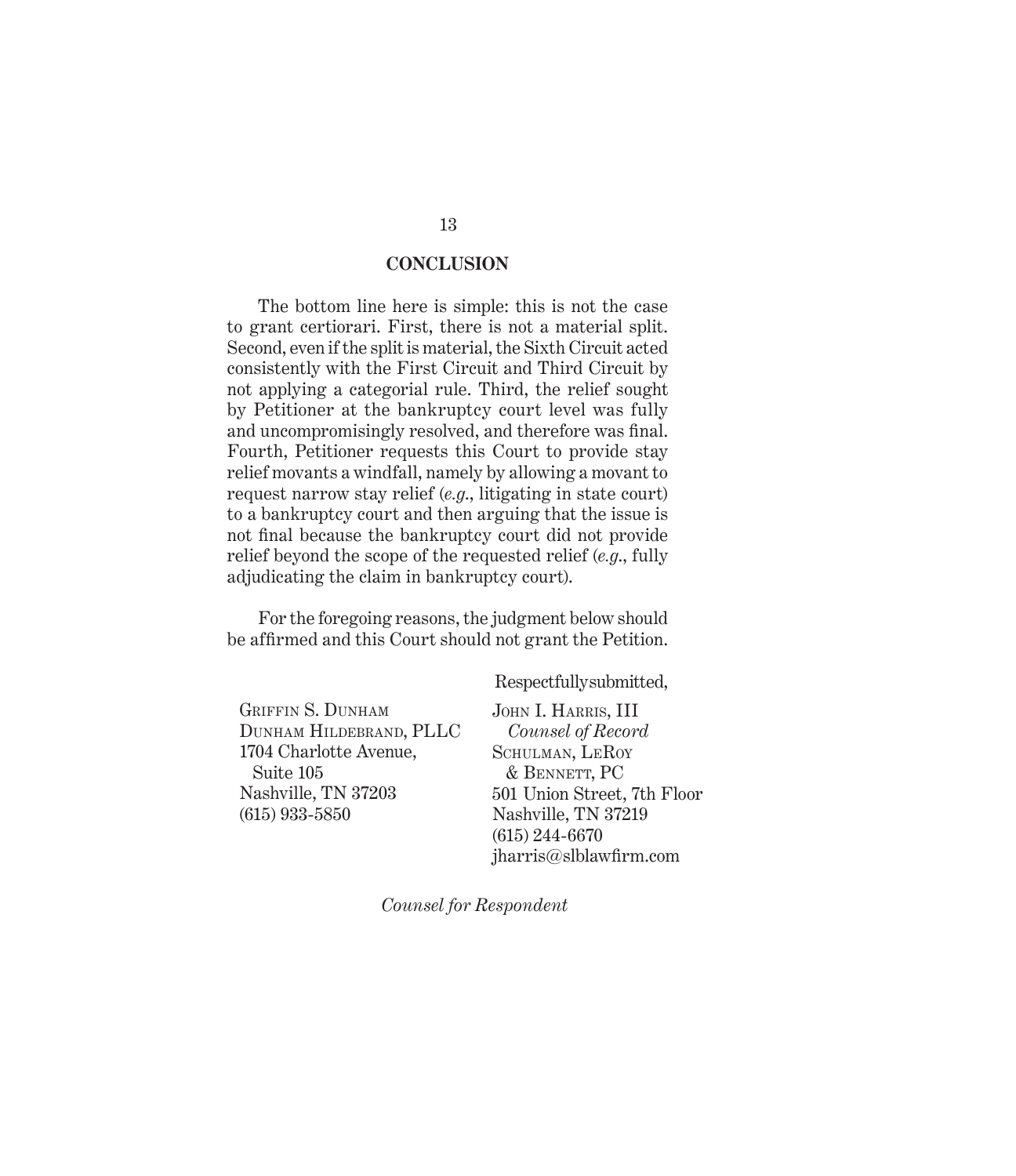## CONCLUSION

The bottom line here is simple: this is not the case to grant certiorari. First, there is not a material split. Second, even if the split is material, the Sixth Circuit acted consistently with the First Circuit and Third Circuit by not applying a categorial rule. Third, the relief sought by Petitioner at the bankruptcy court level was fully and uncompromisingly resolved, and therefore was final. Fourth, Petitioner requests this Court to provide stay relief movants a windfall, namely by allowing a movant to request narrow stay relief (*e.g.*, litigating in state court) to a bankruptcy court and then arguing that the issue is not final because the bankruptcy court did not provide relief beyond the scope of the requested relief (*e.g.*, fully adjudicating the claim in bankruptcy court).

For the foregoing reasons, the judgment below should be affirmed and this Court should not grant the Petition.

Respectfully submitted,

John I. Harris, III
*Counsel of Record*
Schulman, LeRoy & Bennett, PC
501 Union Street, 7th Floor
Nashville, TN 37219
(615) 244-6670
jharris@slblawfirm.com

Griffin S. Dunham
Dunham Hildebrand, PLLC
1704 Charlotte Avenue, Suite 105
Nashville, TN 37203
(615) 933-5850

*Counsel for Respondent*